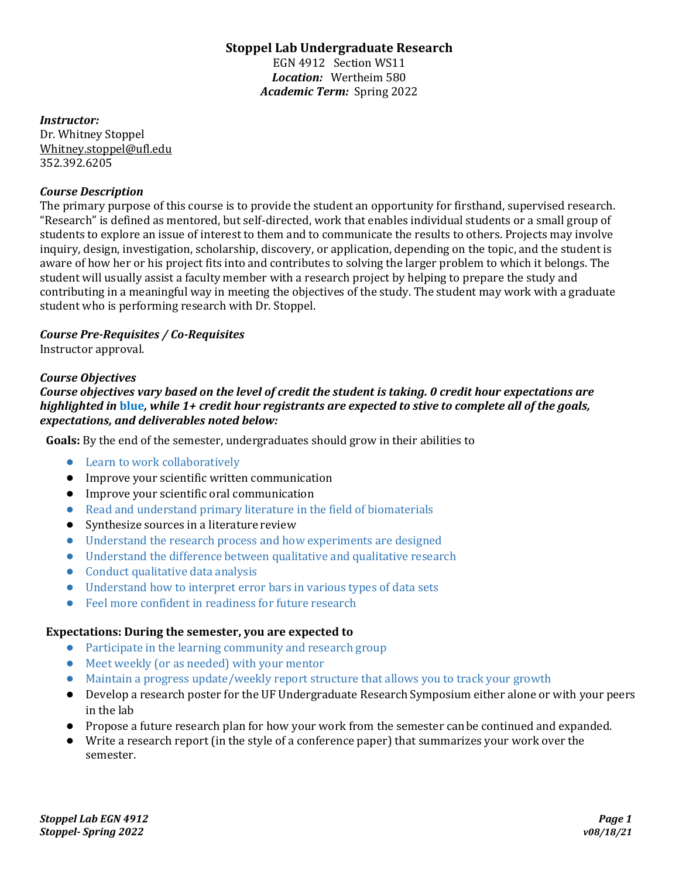# Stoppel Lab Undergraduate Research

EGN 4912 Section WS11
*Location:* Wertheim 580
*Academic Term:* Spring 2022

***Instructor:***
Dr. Whitney Stoppel
Whitney.stoppel@ufl.edu
352.392.6205

***Course Description***

The primary purpose of this course is to provide the student an opportunity for firsthand, supervised research. "Research" is defined as mentored, but self-directed, work that enables individual students or a small group of students to explore an issue of interest to them and to communicate the results to others. Projects may involve inquiry, design, investigation, scholarship, discovery, or application, depending on the topic, and the student is aware of how her or his project fits into and contributes to solving the larger problem to which it belongs. The student will usually assist a faculty member with a research project by helping to prepare the study and contributing in a meaningful way in meeting the objectives of the study. The student may work with a graduate student who is performing research with Dr. Stoppel.

***Course Pre-Requisites / Co-Requisites***

Instructor approval.

***Course Objectives***

***Course objectives vary based on the level of credit the student is taking. 0 credit hour expectations are highlighted in blue, while 1+ credit hour registrants are expected to stive to complete all of the goals, expectations, and deliverables noted below:***

**Goals:** By the end of the semester, undergraduates should grow in their abilities to

- Learn to work collaboratively
- Improve your scientific written communication
- Improve your scientific oral communication
- Read and understand primary literature in the field of biomaterials
- Synthesize sources in a literature review
- Understand the research process and how experiments are designed
- Understand the difference between qualitative and qualitative research
- Conduct qualitative data analysis
- Understand how to interpret error bars in various types of data sets
- Feel more confident in readiness for future research

**Expectations: During the semester, you are expected to**

- Participate in the learning community and research group
- Meet weekly (or as needed) with your mentor
- Maintain a progress update/weekly report structure that allows you to track your growth
- Develop a research poster for the UF Undergraduate Research Symposium either alone or with your peers in the lab
- Propose a future research plan for how your work from the semester can be continued and expanded.
- Write a research report (in the style of a conference paper) that summarizes your work over the semester.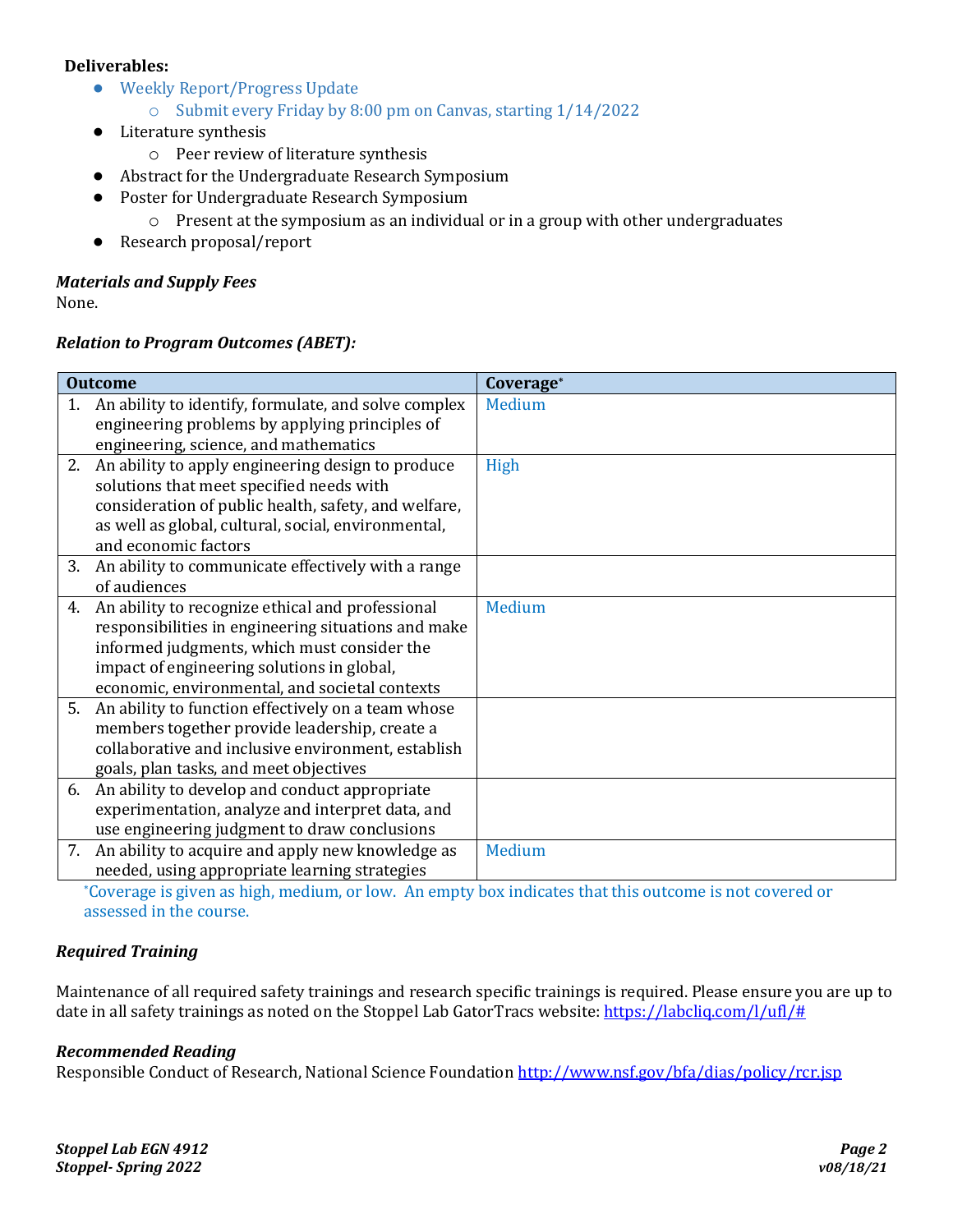**Deliverables:**

- Weekly Report/Progress Update
  - Submit every Friday by 8:00 pm on Canvas, starting 1/14/2022
- Literature synthesis
  - Peer review of literature synthesis
- Abstract for the Undergraduate Research Symposium
- Poster for Undergraduate Research Symposium
  - Present at the symposium as an individual or in a group with other undergraduates
- Research proposal/report

***Materials and Supply Fees***

None.

***Relation to Program Outcomes (ABET):***

| Outcome | Coverage* |
| --- | --- |
| 1. An ability to identify, formulate, and solve complex engineering problems by applying principles of engineering, science, and mathematics | Medium |
| 2. An ability to apply engineering design to produce solutions that meet specified needs with consideration of public health, safety, and welfare, as well as global, cultural, social, environmental, and economic factors | High |
| 3. An ability to communicate effectively with a range of audiences | |
| 4. An ability to recognize ethical and professional responsibilities in engineering situations and make informed judgments, which must consider the impact of engineering solutions in global, economic, environmental, and societal contexts | Medium |
| 5. An ability to function effectively on a team whose members together provide leadership, create a collaborative and inclusive environment, establish goals, plan tasks, and meet objectives | |
| 6. An ability to develop and conduct appropriate experimentation, analyze and interpret data, and use engineering judgment to draw conclusions | |
| 7. An ability to acquire and apply new knowledge as needed, using appropriate learning strategies | Medium |

*Coverage is given as high, medium, or low. An empty box indicates that this outcome is not covered or assessed in the course.

***Required Training***

Maintenance of all required safety trainings and research specific trainings is required. Please ensure you are up to date in all safety trainings as noted on the Stoppel Lab GatorTracs website: https://labcliq.com/l/ufl/#

***Recommended Reading***

Responsible Conduct of Research, National Science Foundation http://www.nsf.gov/bfa/dias/policy/rcr.jsp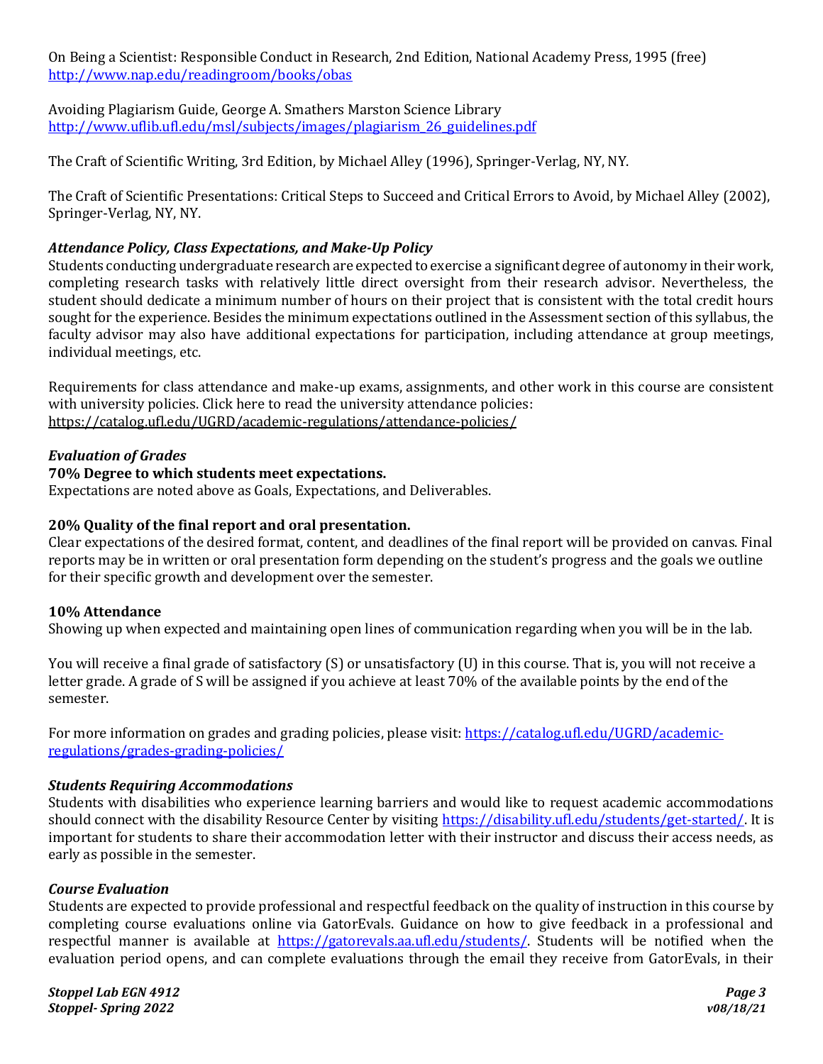On Being a Scientist: Responsible Conduct in Research, 2nd Edition, National Academy Press, 1995 (free) http://www.nap.edu/readingroom/books/obas

Avoiding Plagiarism Guide, George A. Smathers Marston Science Library http://www.uflib.ufl.edu/msl/subjects/images/plagiarism_26_guidelines.pdf

The Craft of Scientific Writing, 3rd Edition, by Michael Alley (1996), Springer-Verlag, NY, NY.

The Craft of Scientific Presentations: Critical Steps to Succeed and Critical Errors to Avoid, by Michael Alley (2002), Springer-Verlag, NY, NY.

### *Attendance Policy, Class Expectations, and Make-Up Policy*

Students conducting undergraduate research are expected to exercise a significant degree of autonomy in their work, completing research tasks with relatively little direct oversight from their research advisor. Nevertheless, the student should dedicate a minimum number of hours on their project that is consistent with the total credit hours sought for the experience. Besides the minimum expectations outlined in the Assessment section of this syllabus, the faculty advisor may also have additional expectations for participation, including attendance at group meetings, individual meetings, etc.

Requirements for class attendance and make-up exams, assignments, and other work in this course are consistent with university policies. Click here to read the university attendance policies: https://catalog.ufl.edu/UGRD/academic-regulations/attendance-policies/

### *Evaluation of Grades*

**70% Degree to which students meet expectations.**
Expectations are noted above as Goals, Expectations, and Deliverables.

**20% Quality of the final report and oral presentation.**
Clear expectations of the desired format, content, and deadlines of the final report will be provided on canvas. Final reports may be in written or oral presentation form depending on the student's progress and the goals we outline for their specific growth and development over the semester.

**10% Attendance**
Showing up when expected and maintaining open lines of communication regarding when you will be in the lab.

You will receive a final grade of satisfactory (S) or unsatisfactory (U) in this course. That is, you will not receive a letter grade. A grade of S will be assigned if you achieve at least 70% of the available points by the end of the semester.

For more information on grades and grading policies, please visit: https://catalog.ufl.edu/UGRD/academic-regulations/grades-grading-policies/

### *Students Requiring Accommodations*

Students with disabilities who experience learning barriers and would like to request academic accommodations should connect with the disability Resource Center by visiting https://disability.ufl.edu/students/get-started/. It is important for students to share their accommodation letter with their instructor and discuss their access needs, as early as possible in the semester.

### *Course Evaluation*

Students are expected to provide professional and respectful feedback on the quality of instruction in this course by completing course evaluations online via GatorEvals. Guidance on how to give feedback in a professional and respectful manner is available at https://gatorevals.aa.ufl.edu/students/. Students will be notified when the evaluation period opens, and can complete evaluations through the email they receive from GatorEvals, in their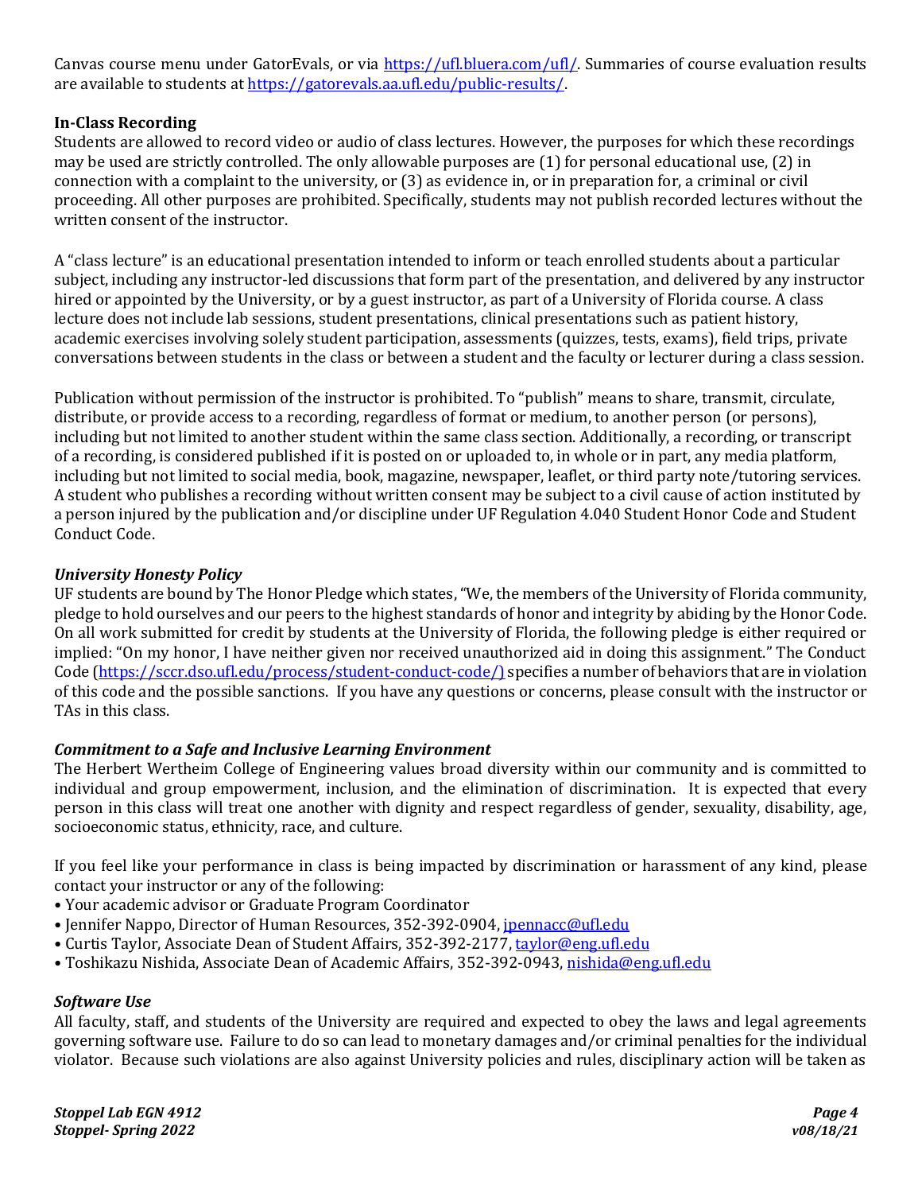Canvas course menu under GatorEvals, or via https://ufl.bluera.com/ufl/. Summaries of course evaluation results are available to students at https://gatorevals.aa.ufl.edu/public-results/.

**In-Class Recording**

Students are allowed to record video or audio of class lectures. However, the purposes for which these recordings may be used are strictly controlled. The only allowable purposes are (1) for personal educational use, (2) in connection with a complaint to the university, or (3) as evidence in, or in preparation for, a criminal or civil proceeding. All other purposes are prohibited. Specifically, students may not publish recorded lectures without the written consent of the instructor.

A "class lecture" is an educational presentation intended to inform or teach enrolled students about a particular subject, including any instructor-led discussions that form part of the presentation, and delivered by any instructor hired or appointed by the University, or by a guest instructor, as part of a University of Florida course. A class lecture does not include lab sessions, student presentations, clinical presentations such as patient history, academic exercises involving solely student participation, assessments (quizzes, tests, exams), field trips, private conversations between students in the class or between a student and the faculty or lecturer during a class session.

Publication without permission of the instructor is prohibited. To "publish" means to share, transmit, circulate, distribute, or provide access to a recording, regardless of format or medium, to another person (or persons), including but not limited to another student within the same class section. Additionally, a recording, or transcript of a recording, is considered published if it is posted on or uploaded to, in whole or in part, any media platform, including but not limited to social media, book, magazine, newspaper, leaflet, or third party note/tutoring services. A student who publishes a recording without written consent may be subject to a civil cause of action instituted by a person injured by the publication and/or discipline under UF Regulation 4.040 Student Honor Code and Student Conduct Code.

***University Honesty Policy***

UF students are bound by The Honor Pledge which states, "We, the members of the University of Florida community, pledge to hold ourselves and our peers to the highest standards of honor and integrity by abiding by the Honor Code. On all work submitted for credit by students at the University of Florida, the following pledge is either required or implied: "On my honor, I have neither given nor received unauthorized aid in doing this assignment." The Conduct Code (https://sccr.dso.ufl.edu/process/student-conduct-code/) specifies a number of behaviors that are in violation of this code and the possible sanctions. If you have any questions or concerns, please consult with the instructor or TAs in this class.

***Commitment to a Safe and Inclusive Learning Environment***

The Herbert Wertheim College of Engineering values broad diversity within our community and is committed to individual and group empowerment, inclusion, and the elimination of discrimination. It is expected that every person in this class will treat one another with dignity and respect regardless of gender, sexuality, disability, age, socioeconomic status, ethnicity, race, and culture.

If you feel like your performance in class is being impacted by discrimination or harassment of any kind, please contact your instructor or any of the following:

- Your academic advisor or Graduate Program Coordinator
- Jennifer Nappo, Director of Human Resources, 352-392-0904, jpennacc@ufl.edu
- Curtis Taylor, Associate Dean of Student Affairs, 352-392-2177, taylor@eng.ufl.edu
- Toshikazu Nishida, Associate Dean of Academic Affairs, 352-392-0943, nishida@eng.ufl.edu

***Software Use***

All faculty, staff, and students of the University are required and expected to obey the laws and legal agreements governing software use. Failure to do so can lead to monetary damages and/or criminal penalties for the individual violator. Because such violations are also against University policies and rules, disciplinary action will be taken as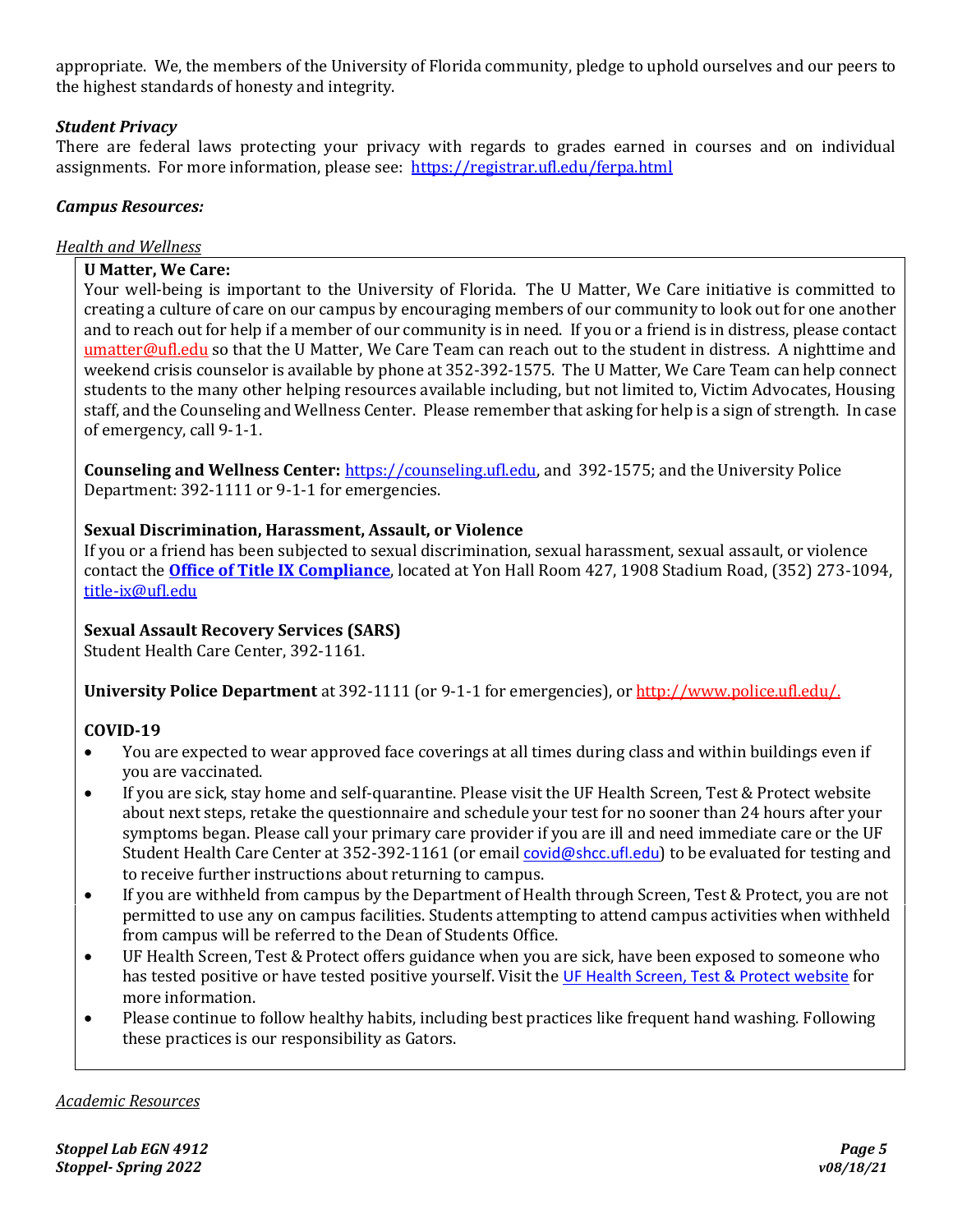appropriate. We, the members of the University of Florida community, pledge to uphold ourselves and our peers to the highest standards of honesty and integrity.

***Student Privacy***

There are federal laws protecting your privacy with regards to grades earned in courses and on individual assignments. For more information, please see: https://registrar.ufl.edu/ferpa.html

***Campus Resources:***

*Health and Wellness*

**U Matter, We Care:**

Your well-being is important to the University of Florida. The U Matter, We Care initiative is committed to creating a culture of care on our campus by encouraging members of our community to look out for one another and to reach out for help if a member of our community is in need. If you or a friend is in distress, please contact umatter@ufl.edu so that the U Matter, We Care Team can reach out to the student in distress. A nighttime and weekend crisis counselor is available by phone at 352-392-1575. The U Matter, We Care Team can help connect students to the many other helping resources available including, but not limited to, Victim Advocates, Housing staff, and the Counseling and Wellness Center. Please remember that asking for help is a sign of strength. In case of emergency, call 9-1-1.

**Counseling and Wellness Center:** https://counseling.ufl.edu, and 392-1575; and the University Police Department: 392-1111 or 9-1-1 for emergencies.

**Sexual Discrimination, Harassment, Assault, or Violence**

If you or a friend has been subjected to sexual discrimination, sexual harassment, sexual assault, or violence contact the **Office of Title IX Compliance**, located at Yon Hall Room 427, 1908 Stadium Road, (352) 273-1094, title-ix@ufl.edu

**Sexual Assault Recovery Services (SARS)**

Student Health Care Center, 392-1161.

**University Police Department** at 392-1111 (or 9-1-1 for emergencies), or http://www.police.ufl.edu/.

**COVID-19**

- You are expected to wear approved face coverings at all times during class and within buildings even if you are vaccinated.
- If you are sick, stay home and self-quarantine. Please visit the UF Health Screen, Test & Protect website about next steps, retake the questionnaire and schedule your test for no sooner than 24 hours after your symptoms began. Please call your primary care provider if you are ill and need immediate care or the UF Student Health Care Center at 352-392-1161 (or email covid@shcc.ufl.edu) to be evaluated for testing and to receive further instructions about returning to campus.
- If you are withheld from campus by the Department of Health through Screen, Test & Protect, you are not permitted to use any on campus facilities. Students attempting to attend campus activities when withheld from campus will be referred to the Dean of Students Office.
- UF Health Screen, Test & Protect offers guidance when you are sick, have been exposed to someone who has tested positive or have tested positive yourself. Visit the UF Health Screen, Test & Protect website for more information.
- Please continue to follow healthy habits, including best practices like frequent hand washing. Following these practices is our responsibility as Gators.

*Academic Resources*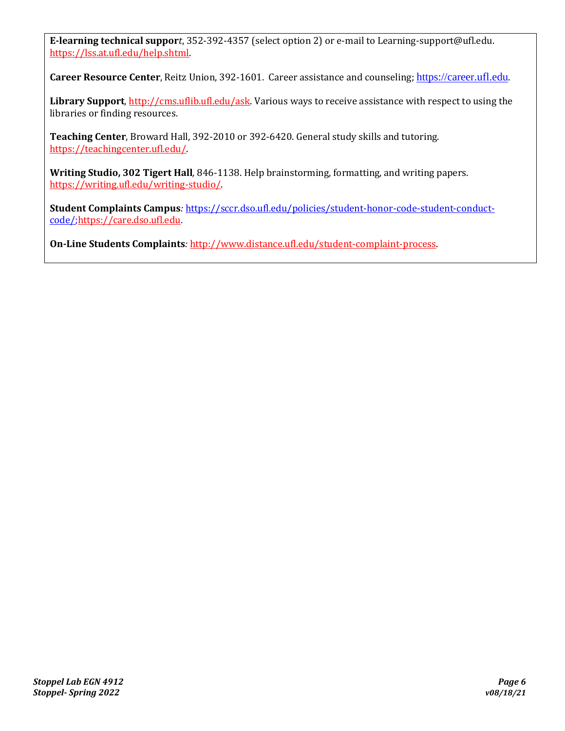**E-learning technical support**, 352-392-4357 (select option 2) or e-mail to Learning-support@ufl.edu. https://lss.at.ufl.edu/help.shtml.

**Career Resource Center**, Reitz Union, 392-1601. Career assistance and counseling; https://career.ufl.edu.

**Library Support**, http://cms.uflib.ufl.edu/ask. Various ways to receive assistance with respect to using the libraries or finding resources.

**Teaching Center**, Broward Hall, 392-2010 or 392-6420. General study skills and tutoring. https://teachingcenter.ufl.edu/.

**Writing Studio, 302 Tigert Hall**, 846-1138. Help brainstorming, formatting, and writing papers. https://writing.ufl.edu/writing-studio/.

**Student Complaints Campus***:* https://sccr.dso.ufl.edu/policies/student-honor-code-student-conduct-code/;https://care.dso.ufl.edu.

**On-Line Students Complaints***:* http://www.distance.ufl.edu/student-complaint-process.